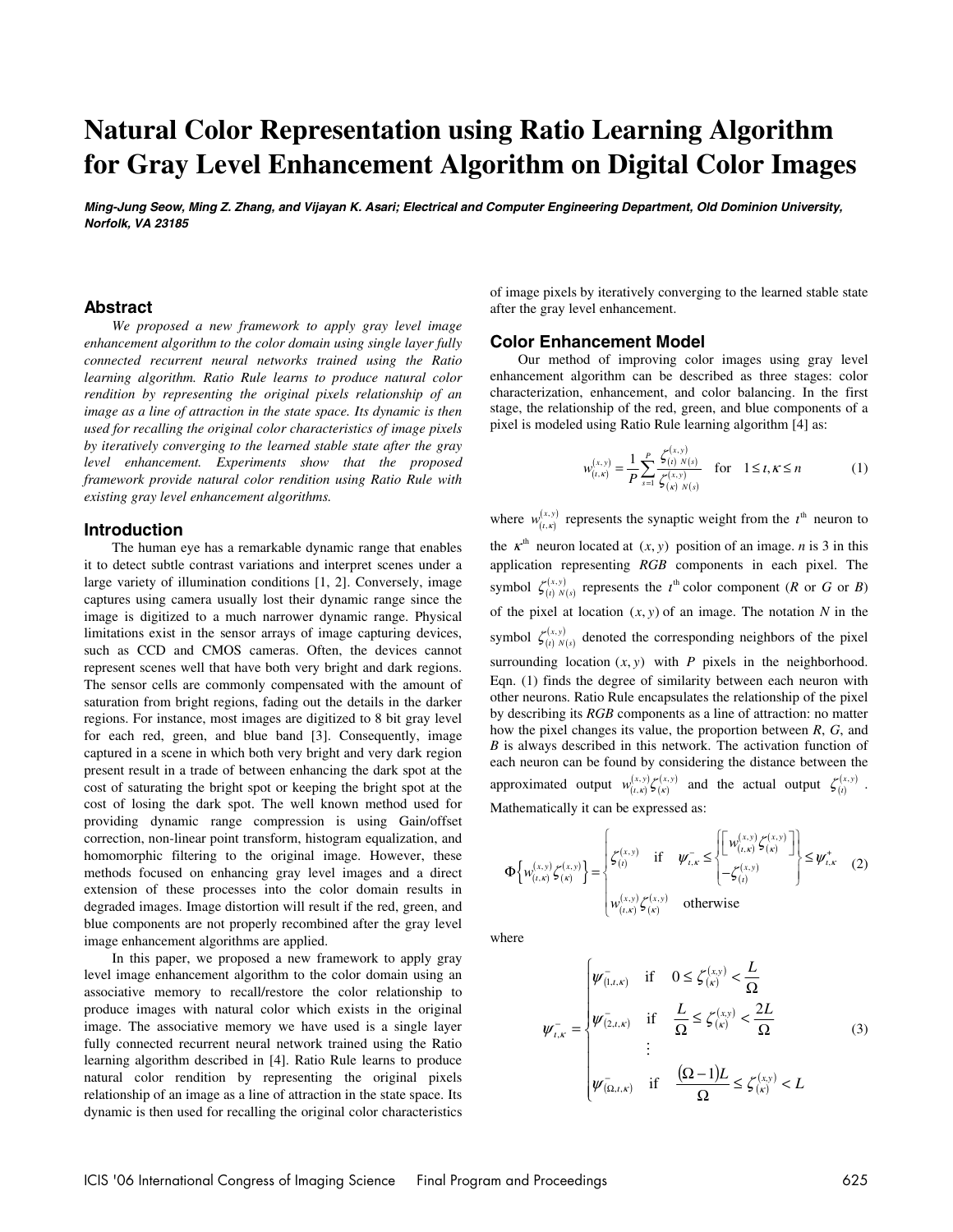# Natural Color Representation using Ratio Learning Algorithm for Gray Level Enhancement Algorithm on Digital Color Images

***Ming-Jung Seow, Ming Z. Zhang, and Vijayan K. Asari; Electrical and Computer Engineering Department, Old Dominion University, Norfolk, VA 23185***

## Abstract

*We proposed a new framework to apply gray level image enhancement algorithm to the color domain using single layer fully connected recurrent neural networks trained using the Ratio learning algorithm. Ratio Rule learns to produce natural color rendition by representing the original pixels relationship of an image as a line of attraction in the state space. Its dynamic is then used for recalling the original color characteristics of image pixels by iteratively converging to the learned stable state after the gray level enhancement. Experiments show that the proposed framework provide natural color rendition using Ratio Rule with existing gray level enhancement algorithms.*

## Introduction

The human eye has a remarkable dynamic range that enables it to detect subtle contrast variations and interpret scenes under a large variety of illumination conditions [1, 2]. Conversely, image captures using camera usually lost their dynamic range since the image is digitized to a much narrower dynamic range. Physical limitations exist in the sensor arrays of image capturing devices, such as CCD and CMOS cameras. Often, the devices cannot represent scenes well that have both very bright and dark regions. The sensor cells are commonly compensated with the amount of saturation from bright regions, fading out the details in the darker regions. For instance, most images are digitized to 8 bit gray level for each red, green, and blue band [3]. Consequently, image captured in a scene in which both very bright and very dark region present result in a trade of between enhancing the dark spot at the cost of saturating the bright spot or keeping the bright spot at the cost of losing the dark spot. The well known method used for providing dynamic range compression is using Gain/offset correction, non-linear point transform, histogram equalization, and homomorphic filtering to the original image. However, these methods focused on enhancing gray level images and a direct extension of these processes into the color domain results in degraded images. Image distortion will result if the red, green, and blue components are not properly recombined after the gray level image enhancement algorithms are applied.

In this paper, we proposed a new framework to apply gray level image enhancement algorithm to the color domain using an associative memory to recall/restore the color relationship to produce images with natural color which exists in the original image. The associative memory we have used is a single layer fully connected recurrent neural network trained using the Ratio learning algorithm described in [4]. Ratio Rule learns to produce natural color rendition by representing the original pixels relationship of an image as a line of attraction in the state space. Its dynamic is then used for recalling the original color characteristics of image pixels by iteratively converging to the learned stable state after the gray level enhancement.

## Color Enhancement Model

Our method of improving color images using gray level enhancement algorithm can be described as three stages: color characterization, enhancement, and color balancing. In the first stage, the relationship of the red, green, and blue components of a pixel is modeled using Ratio Rule learning algorithm [4] as:

$$w_{(\iota,\kappa)}^{(x,y)} = \frac{1}{P}\sum_{s=1}^{P}\frac{\zeta_{(\iota)\ N(s)}^{(x,y)}}{\zeta_{(\kappa)\ N(s)}^{(x,y)}} \quad \text{for} \quad 1 \le \iota, \kappa \le n \tag{1}$$

where $w_{(\iota,\kappa)}^{(x,y)}$ represents the synaptic weight from the $\iota^{\text{th}}$ neuron to the $\kappa^{\text{th}}$ neuron located at $(x, y)$ position of an image. $n$ is 3 in this application representing *RGB* components in each pixel. The symbol $\zeta_{(\iota)\ N(s)}^{(x,y)}$ represents the $\iota^{\text{th}}$ color component (*R* or *G* or *B*) of the pixel at location $(x, y)$ of an image. The notation *N* in the symbol $\zeta_{(\iota)\ N(s)}^{(x,y)}$ denoted the corresponding neighbors of the pixel surrounding location $(x, y)$ with *P* pixels in the neighborhood. Eqn. (1) finds the degree of similarity between each neuron with other neurons. Ratio Rule encapsulates the relationship of the pixel by describing its *RGB* components as a line of attraction: no matter how the pixel changes its value, the proportion between *R*, *G*, and *B* is always described in this network. The activation function of each neuron can be found by considering the distance between the approximated output $w_{(\iota,\kappa)}^{(x,y)}\zeta_{(\kappa)}^{(x,y)}$ and the actual output $\zeta_{(\iota)}^{(x,y)}$. Mathematically it can be expressed as:

$$\Phi\left\{w_{(\iota,\kappa)}^{(x,y)}\zeta_{(\kappa)}^{(x,y)}\right\} = \begin{cases} \zeta_{(\iota)}^{(x,y)} & \text{if} \quad \psi_{\iota,\kappa}^{-} \le \left\{\begin{matrix}\left[w_{(\iota,\kappa)}^{(x,y)}\zeta_{(\kappa)}^{(x,y)}\right] \\ -\zeta_{(\iota)}^{(x,y)}\end{matrix}\right\} \le \psi_{\iota,\kappa}^{+} \\ w_{(\iota,\kappa)}^{(x,y)}\zeta_{(\kappa)}^{(x,y)} & \text{otherwise} \end{cases} \tag{2}$$

where

$$\psi_{\iota,\kappa}^{-} = \begin{cases} \psi_{(1,\iota,\kappa)}^{-} & \text{if} \quad 0 \le \zeta_{(\kappa)}^{(x,y)} < \dfrac{L}{\Omega} \\ \psi_{(2,\iota,\kappa)}^{-} & \text{if} \quad \dfrac{L}{\Omega} \le \zeta_{(\kappa)}^{(x,y)} < \dfrac{2L}{\Omega} \\ \vdots & \\ \psi_{(\Omega,\iota,\kappa)}^{-} & \text{if} \quad \dfrac{(\Omega-1)L}{\Omega} \le \zeta_{(\kappa)}^{(x,y)} < L \end{cases} \tag{3}$$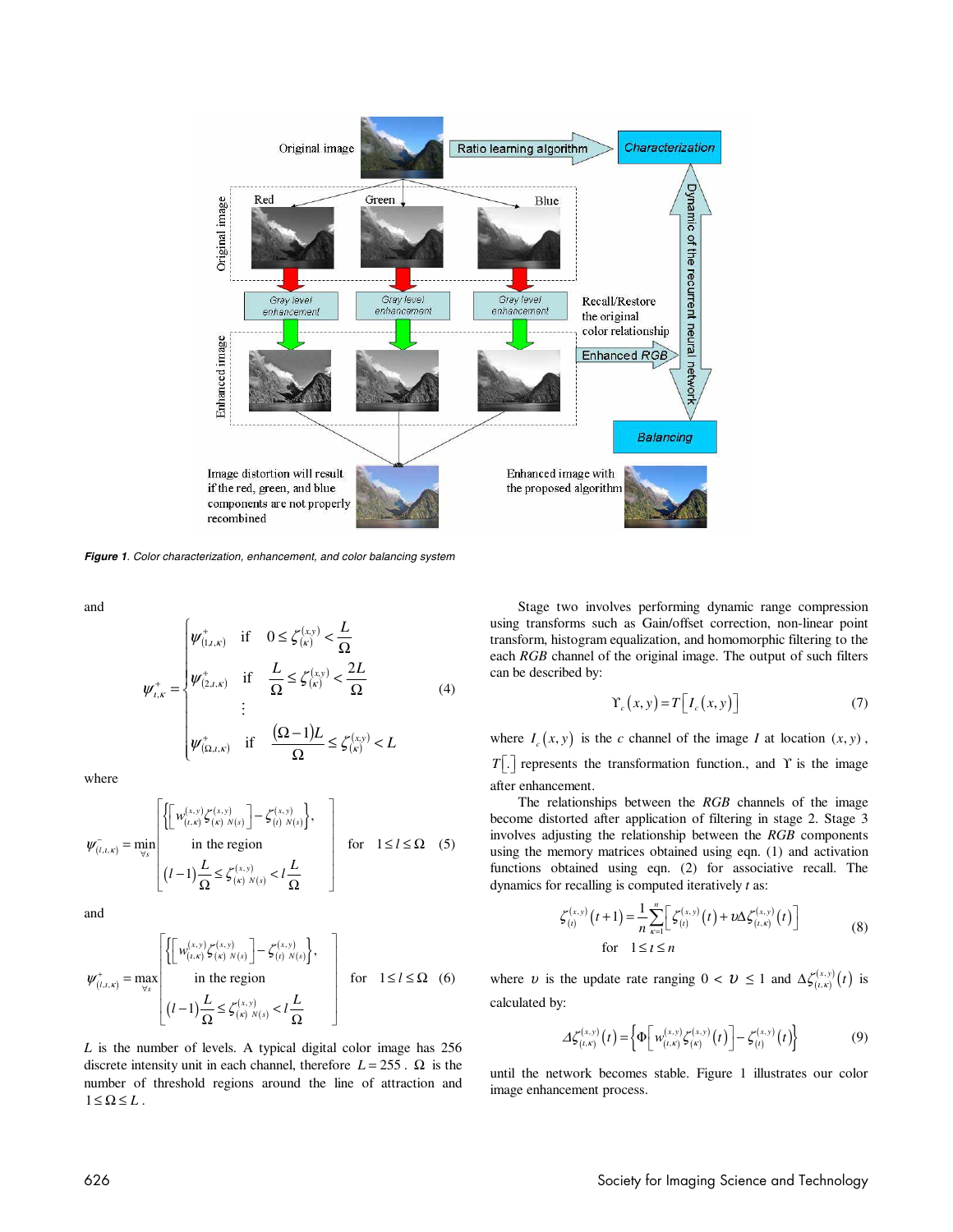Figure 1. Color characterization, enhancement, and color balancing system

and

$$\psi^{+}_{l,\kappa} = \begin{cases} \psi^{+}_{(1,l,\kappa)} & \text{if} \quad 0 \le \zeta^{(x,y)}_{(\kappa)} < \dfrac{L}{\Omega} \\ \psi^{+}_{(2,l,\kappa)} & \text{if} \quad \dfrac{L}{\Omega} \le \zeta^{(x,y)}_{(\kappa)} < \dfrac{2L}{\Omega} \\ \vdots & \\ \psi^{+}_{(\Omega,l,\kappa)} & \text{if} \quad \dfrac{(\Omega-1)L}{\Omega} \le \zeta^{(x,y)}_{(\kappa)} < L \end{cases} \tag{4}$$

where

$$\psi^{-}_{(l,\iota,\kappa)} = \min_{\forall s} \begin{bmatrix} \left\{ \left[ w^{(x,y)}_{(\iota,\kappa)} \zeta^{(x,y)}_{(\kappa)\ N(s)} \right] - \zeta^{(x,y)}_{(\iota)\ N(s)} \right\}, \\ \text{in the region} \\ (l-1)\dfrac{L}{\Omega} \le \zeta^{(x,y)}_{(\kappa)\ N(s)} < l\dfrac{L}{\Omega} \end{bmatrix} \quad \text{for} \quad 1 \le l \le \Omega \tag{5}$$

and

$$\psi^{+}_{(l,\iota,\kappa)} = \max_{\forall s} \begin{bmatrix} \left\{ \left[ w^{(x,y)}_{(\iota,\kappa)} \zeta^{(x,y)}_{(\kappa)\ N(s)} \right] - \zeta^{(x,y)}_{(\iota)\ N(s)} \right\}, \\ \text{in the region} \\ (l-1)\dfrac{L}{\Omega} \le \zeta^{(x,y)}_{(\kappa)\ N(s)} < l\dfrac{L}{\Omega} \end{bmatrix} \quad \text{for} \quad 1 \le l \le \Omega \tag{6}$$

$L$ is the number of levels. A typical digital color image has 256 discrete intensity unit in each channel, therefore $L = 255$. $\Omega$ is the number of threshold regions around the line of attraction and $1 \le \Omega \le L$.

Stage two involves performing dynamic range compression using transforms such as Gain/offset correction, non-linear point transform, histogram equalization, and homomorphic filtering to the each *RGB* channel of the original image. The output of such filters can be described by:

$$\Upsilon_c(x,y) = T\left[ I_c(x,y) \right] \tag{7}$$

where $I_c(x,y)$ is the $c$ channel of the image $I$ at location $(x,y)$, $T[.]$ represents the transformation function., and $\Upsilon$ is the image after enhancement.

The relationships between the *RGB* channels of the image become distorted after application of filtering in stage 2. Stage 3 involves adjusting the relationship between the *RGB* components using the memory matrices obtained using eqn. (1) and activation functions obtained using eqn. (2) for associative recall. The dynamics for recalling is computed iteratively $t$ as:

$$\zeta^{(x,y)}_{(\iota)}(t+1) = \frac{1}{n}\sum_{\kappa=1}^{n}\left[ \zeta^{(x,y)}_{(\iota)}(t) + \upsilon \Delta \zeta^{(x,y)}_{(\iota,\kappa)}(t) \right] \quad \text{for} \quad 1 \le \iota \le n \tag{8}$$

where $\upsilon$ is the update rate ranging $0 < \upsilon \le 1$ and $\Delta\zeta^{(x,y)}_{(\iota,\kappa)}(t)$ is calculated by:

$$\Delta\zeta^{(x,y)}_{(\iota,\kappa)}(t) = \left\{ \Phi\left[ w^{(x,y)}_{(\iota,\kappa)} \zeta^{(x,y)}_{(\kappa)}(t) \right] - \zeta^{(x,y)}_{(\iota)}(t) \right\} \tag{9}$$

until the network becomes stable. Figure 1 illustrates our color image enhancement process.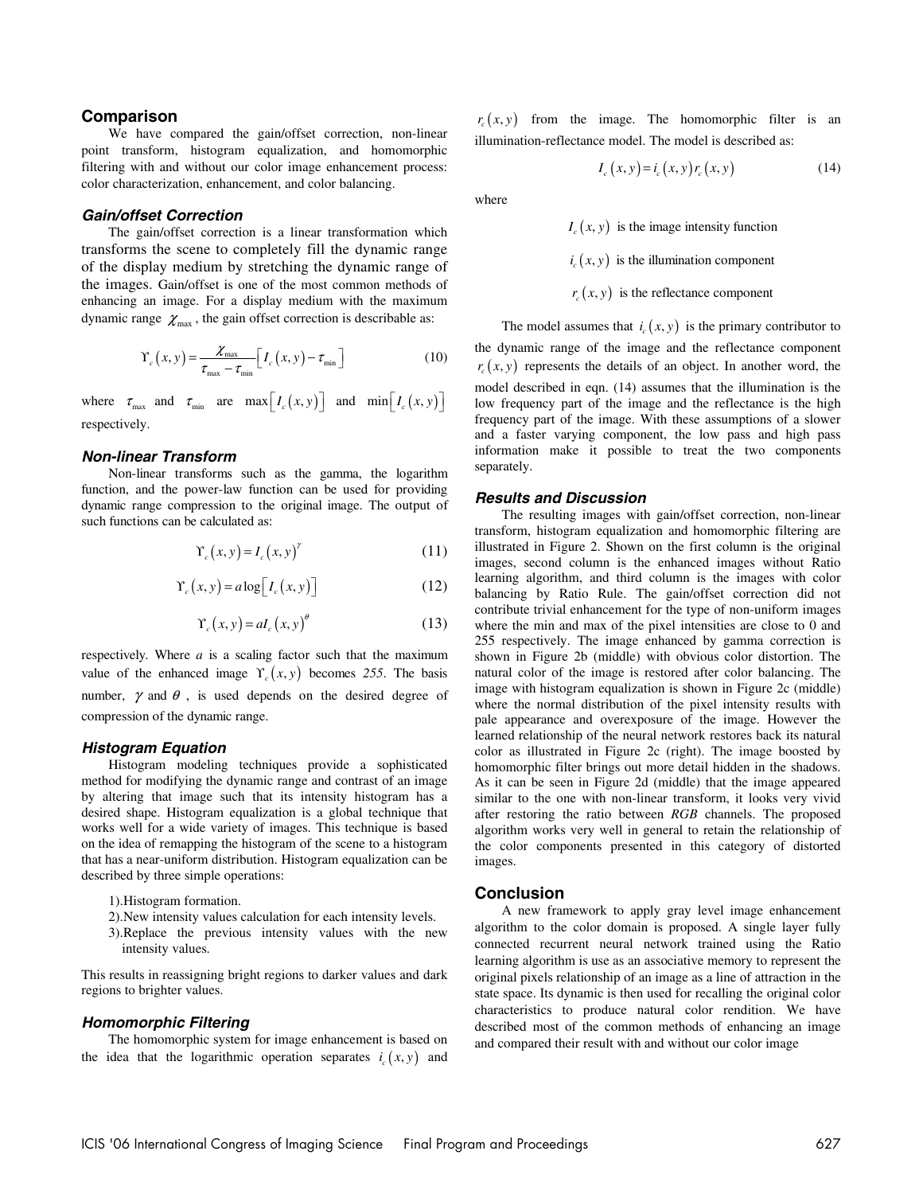## Comparison

We have compared the gain/offset correction, non-linear point transform, histogram equalization, and homomorphic filtering with and without our color image enhancement process: color characterization, enhancement, and color balancing.

### *Gain/offset Correction*

The gain/offset correction is a linear transformation which transforms the scene to completely fill the dynamic range of the display medium by stretching the dynamic range of the images. Gain/offset is one of the most common methods of enhancing an image. For a display medium with the maximum dynamic range $\chi_{\max}$, the gain offset correction is describable as:

$$\Upsilon_c(x,y) = \frac{\chi_{\max}}{\tau_{\max} - \tau_{\min}}\left[I_c(x,y) - \tau_{\min}\right] \tag{10}$$

where $\tau_{\max}$ and $\tau_{\min}$ are $\max\left[I_c(x,y)\right]$ and $\min\left[I_c(x,y)\right]$ respectively.

### *Non-linear Transform*

Non-linear transforms such as the gamma, the logarithm function, and the power-law function can be used for providing dynamic range compression to the original image. The output of such functions can be calculated as:

$$\Upsilon_c(x,y) = I_c(x,y)^{\gamma} \tag{11}$$

$$\Upsilon_c(x,y) = a\log\left[I_c(x,y)\right] \tag{12}$$

$$\Upsilon_c(x,y) = aI_c(x,y)^{\theta} \tag{13}$$

respectively. Where *a* is a scaling factor such that the maximum value of the enhanced image $\Upsilon_c(x,y)$ becomes *255*. The basis number, $\gamma$ and $\theta$, is used depends on the desired degree of compression of the dynamic range.

### *Histogram Equation*

Histogram modeling techniques provide a sophisticated method for modifying the dynamic range and contrast of an image by altering that image such that its intensity histogram has a desired shape. Histogram equalization is a global technique that works well for a wide variety of images. This technique is based on the idea of remapping the histogram of the scene to a histogram that has a near-uniform distribution. Histogram equalization can be described by three simple operations:

1).Histogram formation.
2).New intensity values calculation for each intensity levels.
3).Replace the previous intensity values with the new intensity values.

This results in reassigning bright regions to darker values and dark regions to brighter values.

### *Homomorphic Filtering*

The homomorphic system for image enhancement is based on the idea that the logarithmic operation separates $i_c(x,y)$ and $r_c(x,y)$ from the image. The homomorphic filter is an illumination-reflectance model. The model is described as:

$$I_c(x,y) = i_c(x,y)\,r_c(x,y) \tag{14}$$

where

$I_c(x,y)$ is the image intensity function

$i_c(x,y)$ is the illumination component

$r_c(x,y)$ is the reflectance component

The model assumes that $i_c(x,y)$ is the primary contributor to the dynamic range of the image and the reflectance component $r_c(x,y)$ represents the details of an object. In another word, the model described in eqn. (14) assumes that the illumination is the low frequency part of the image and the reflectance is the high frequency part of the image. With these assumptions of a slower and a faster varying component, the low pass and high pass information make it possible to treat the two components separately.

### *Results and Discussion*

The resulting images with gain/offset correction, non-linear transform, histogram equalization and homomorphic filtering are illustrated in Figure 2. Shown on the first column is the original images, second column is the enhanced images without Ratio learning algorithm, and third column is the images with color balancing by Ratio Rule. The gain/offset correction did not contribute trivial enhancement for the type of non-uniform images where the min and max of the pixel intensities are close to 0 and 255 respectively. The image enhanced by gamma correction is shown in Figure 2b (middle) with obvious color distortion. The natural color of the image is restored after color balancing. The image with histogram equalization is shown in Figure 2c (middle) where the normal distribution of the pixel intensity results with pale appearance and overexposure of the image. However the learned relationship of the neural network restores back its natural color as illustrated in Figure 2c (right). The image boosted by homomorphic filter brings out more detail hidden in the shadows. As it can be seen in Figure 2d (middle) that the image appeared similar to the one with non-linear transform, it looks very vivid after restoring the ratio between *RGB* channels. The proposed algorithm works very well in general to retain the relationship of the color components presented in this category of distorted images.

## Conclusion

A new framework to apply gray level image enhancement algorithm to the color domain is proposed. A single layer fully connected recurrent neural network trained using the Ratio learning algorithm is use as an associative memory to represent the original pixels relationship of an image as a line of attraction in the state space. Its dynamic is then used for recalling the original color characteristics to produce natural color rendition. We have described most of the common methods of enhancing an image and compared their result with and without our color image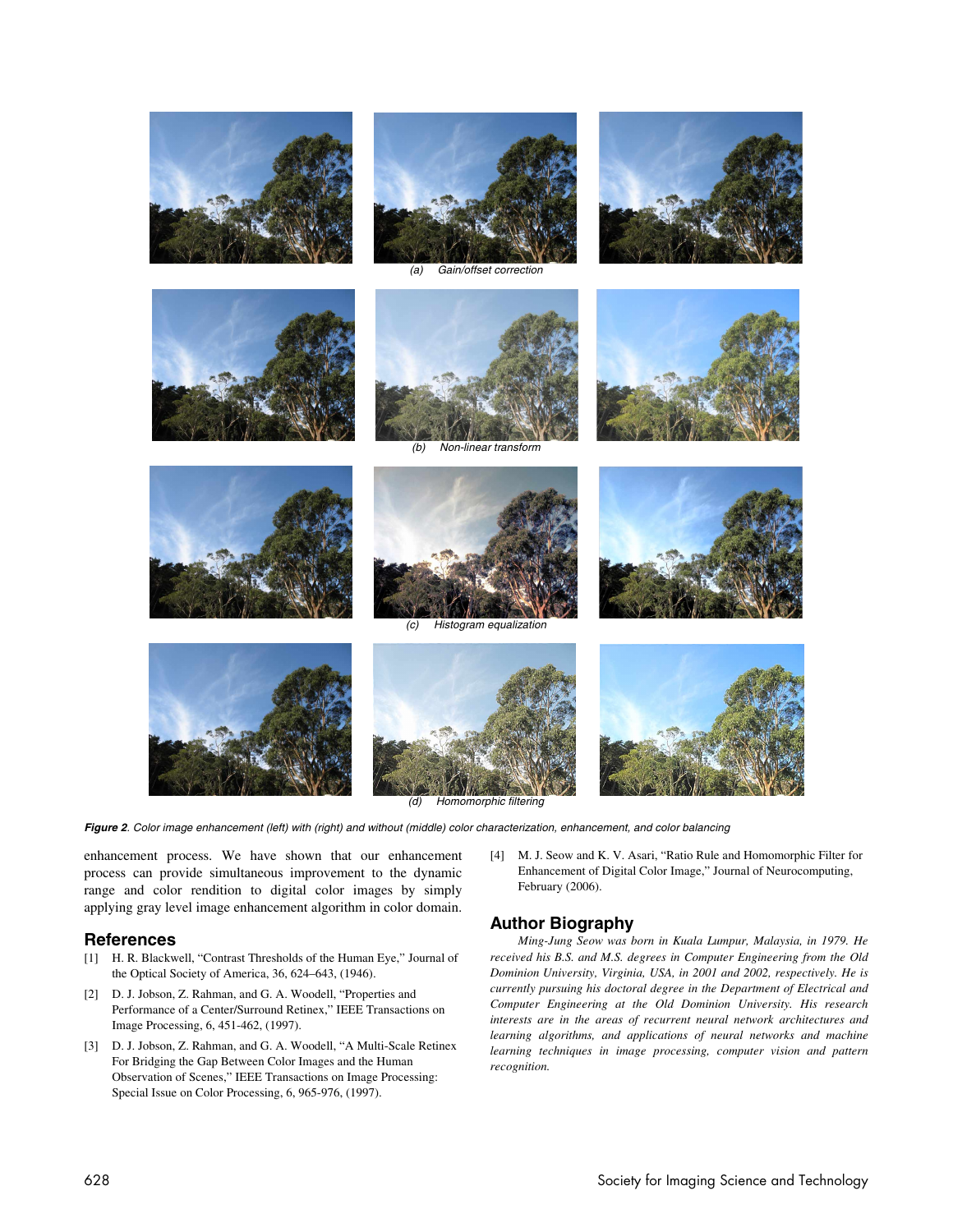(a) Gain/offset correction

(b) Non-linear transform

(c) Histogram equalization

(d) Homomorphic filtering

***Figure 2**. Color image enhancement (left) with (right) and without (middle) color characterization, enhancement, and color balancing*

enhancement process. We have shown that our enhancement process can provide simultaneous improvement to the dynamic range and color rendition to digital color images by simply applying gray level image enhancement algorithm in color domain.

## References

[1] H. R. Blackwell, "Contrast Thresholds of the Human Eye," Journal of the Optical Society of America, 36, 624–643, (1946).

[2] D. J. Jobson, Z. Rahman, and G. A. Woodell, "Properties and Performance of a Center/Surround Retinex," IEEE Transactions on Image Processing, 6, 451-462, (1997).

[3] D. J. Jobson, Z. Rahman, and G. A. Woodell, "A Multi-Scale Retinex For Bridging the Gap Between Color Images and the Human Observation of Scenes," IEEE Transactions on Image Processing: Special Issue on Color Processing, 6, 965-976, (1997).

[4] M. J. Seow and K. V. Asari, "Ratio Rule and Homomorphic Filter for Enhancement of Digital Color Image," Journal of Neurocomputing, February (2006).

## Author Biography

*Ming-Jung Seow was born in Kuala Lumpur, Malaysia, in 1979. He received his B.S. and M.S. degrees in Computer Engineering from the Old Dominion University, Virginia, USA, in 2001 and 2002, respectively. He is currently pursuing his doctoral degree in the Department of Electrical and Computer Engineering at the Old Dominion University. His research interests are in the areas of recurrent neural network architectures and learning algorithms, and applications of neural networks and machine learning techniques in image processing, computer vision and pattern recognition.*